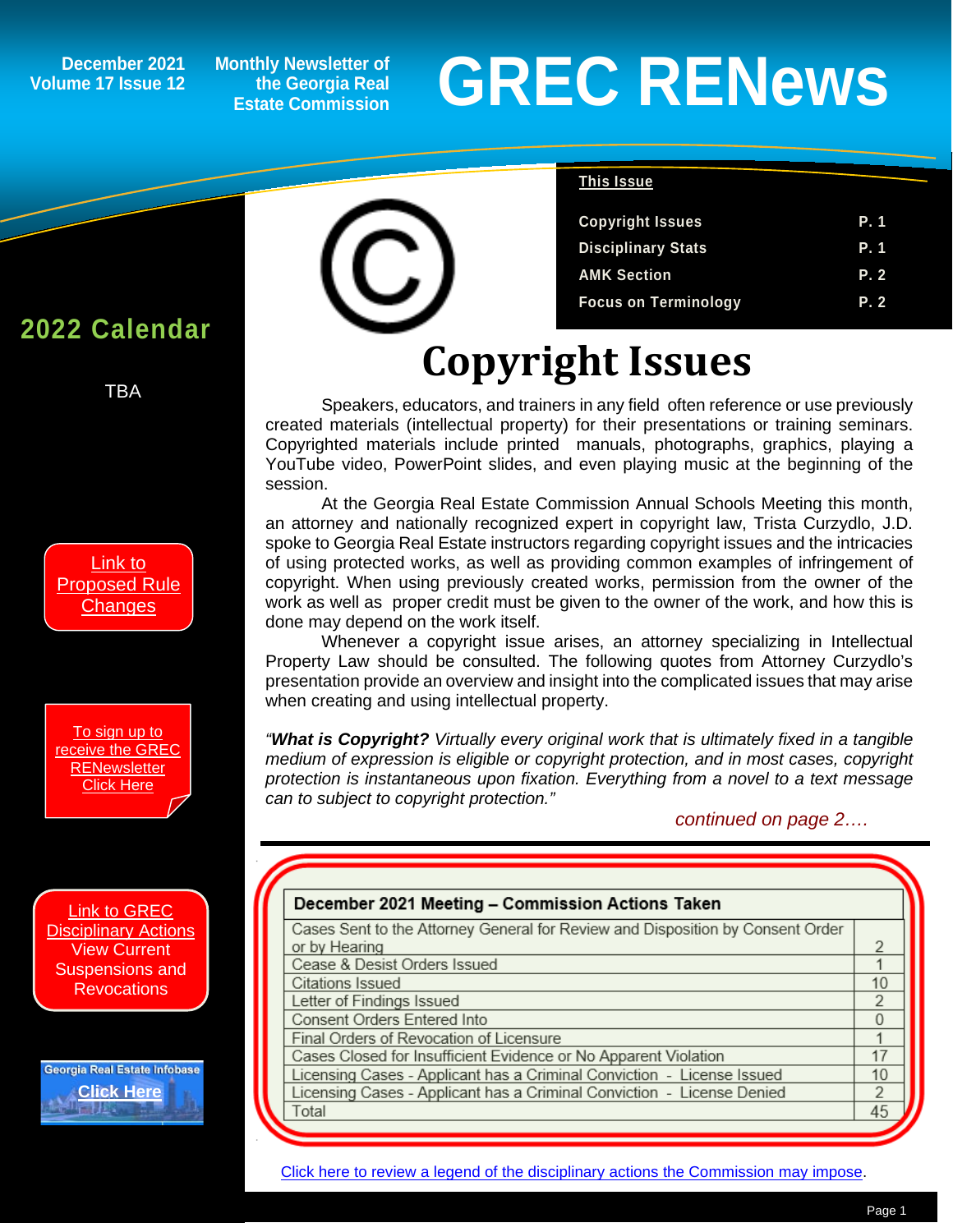December 2021
Volume 17 Issue 12

Monthly Newsletter of the Georgia Real Estate Commission

# GREC RENews

**This Issue**

| | |
|---|---|
| Copyright Issues | P. 1 |
| Disciplinary Stats | P. 1 |
| AMK Section | P. 2 |
| Focus on Terminology | P. 2 |

## 2022 Calendar

TBA

Link to Proposed Rule Changes

To sign up to receive the GREC RENewsletter Click Here

Link to GREC Disciplinary Actions View Current Suspensions and Revocations

Georgia Real Estate Infobase Click Here

# Copyright Issues

Speakers, educators, and trainers in any field often reference or use previously created materials (intellectual property) for their presentations or training seminars. Copyrighted materials include printed manuals, photographs, graphics, playing a YouTube video, PowerPoint slides, and even playing music at the beginning of the session.

At the Georgia Real Estate Commission Annual Schools Meeting this month, an attorney and nationally recognized expert in copyright law, Trista Curzydlo, J.D. spoke to Georgia Real Estate instructors regarding copyright issues and the intricacies of using protected works, as well as providing common examples of infringement of copyright. When using previously created works, permission from the owner of the work as well as proper credit must be given to the owner of the work, and how this is done may depend on the work itself.

Whenever a copyright issue arises, an attorney specializing in Intellectual Property Law should be consulted. The following quotes from Attorney Curzydlo's presentation provide an overview and insight into the complicated issues that may arise when creating and using intellectual property.

*"**What is Copyright?** Virtually every original work that is ultimately fixed in a tangible medium of expression is eligible or copyright protection, and in most cases, copyright protection is instantaneous upon fixation. Everything from a novel to a text message can to subject to copyright protection."*

*continued on page 2….*

| December 2021 Meeting – Commission Actions Taken | |
|---|---|
| Cases Sent to the Attorney General for Review and Disposition by Consent Order or by Hearing | 2 |
| Cease & Desist Orders Issued | 1 |
| Citations Issued | 10 |
| Letter of Findings Issued | 2 |
| Consent Orders Entered Into | 0 |
| Final Orders of Revocation of Licensure | 1 |
| Cases Closed for Insufficient Evidence or No Apparent Violation | 17 |
| Licensing Cases - Applicant has a Criminal Conviction - License Issued | 10 |
| Licensing Cases - Applicant has a Criminal Conviction - License Denied | 2 |
| Total | 45 |

Click here to review a legend of the disciplinary actions the Commission may impose.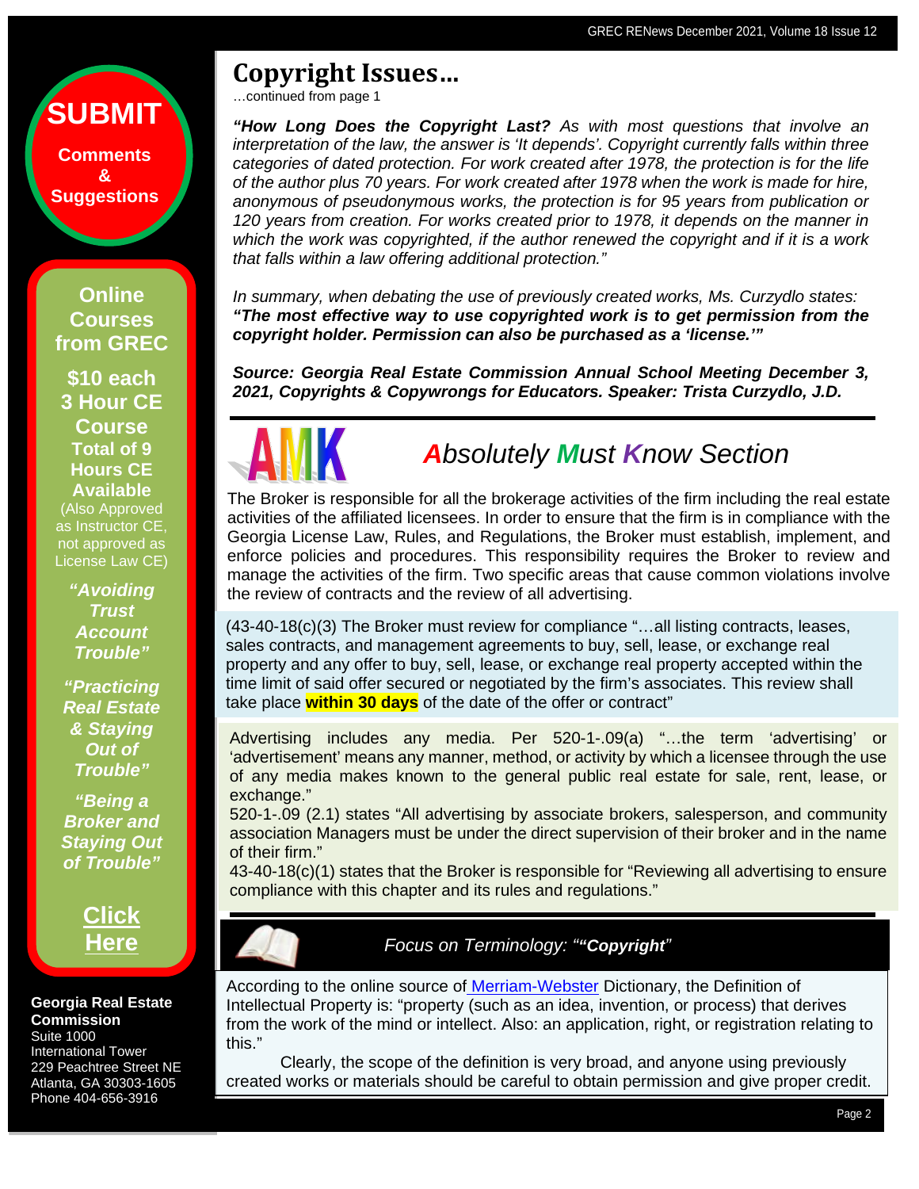## Copyright Issues…

…continued from page 1

***"How Long Does the Copyright Last?*** *As with most questions that involve an interpretation of the law, the answer is 'It depends'. Copyright currently falls within three categories of dated protection. For work created after 1978, the protection is for the life of the author plus 70 years. For work created after 1978 when the work is made for hire, anonymous of pseudonymous works, the protection is for 95 years from publication or 120 years from creation. For works created prior to 1978, it depends on the manner in which the work was copyrighted, if the author renewed the copyright and if it is a work that falls within a law offering additional protection."*

*In summary, when debating the use of previously created works, Ms. Curzydlo states:* ***"The most effective way to use copyrighted work is to get permission from the copyright holder. Permission can also be purchased as a 'license.'"***

***Source: Georgia Real Estate Commission Annual School Meeting December 3, 2021, Copyrights & Copywrongs for Educators. Speaker: Trista Curzydlo, J.D.***

## AMK — *Absolutely Must Know Section*

The Broker is responsible for all the brokerage activities of the firm including the real estate activities of the affiliated licensees. In order to ensure that the firm is in compliance with the Georgia License Law, Rules, and Regulations, the Broker must establish, implement, and enforce policies and procedures. This responsibility requires the Broker to review and manage the activities of the firm. Two specific areas that cause common violations involve the review of contracts and the review of all advertising.

(43-40-18(c)(3) The Broker must review for compliance "…all listing contracts, leases, sales contracts, and management agreements to buy, sell, lease, or exchange real property and any offer to buy, sell, lease, or exchange real property accepted within the time limit of said offer secured or negotiated by the firm's associates. This review shall take place **within 30 days** of the date of the offer or contract"

Advertising includes any media. Per 520-1-.09(a) "…the term 'advertising' or 'advertisement' means any manner, method, or activity by which a licensee through the use of any media makes known to the general public real estate for sale, rent, lease, or exchange."
520-1-.09 (2.1) states "All advertising by associate brokers, salesperson, and community association Managers must be under the direct supervision of their broker and in the name of their firm."
43-40-18(c)(1) states that the Broker is responsible for "Reviewing all advertising to ensure compliance with this chapter and its rules and regulations."

### *Focus on Terminology: ""Copyright"*

According to the online source of Merriam-Webster Dictionary, the Definition of Intellectual Property is: "property (such as an idea, invention, or process) that derives from the work of the mind or intellect. Also: an application, right, or registration relating to this."

Clearly, the scope of the definition is very broad, and anyone using previously created works or materials should be careful to obtain permission and give proper credit.

---

**SUBMIT**
**Comments & Suggestions**

**Online Courses from GREC**

**$10 each**
**3 Hour CE Course**
**Total of 9 Hours CE Available**
(Also Approved as Instructor CE, not approved as License Law CE)

***"Avoiding Trust Account Trouble"***

***"Practicing Real Estate & Staying Out of Trouble"***

***"Being a Broker and Staying Out of Trouble"***

**Click Here**

**Georgia Real Estate Commission**
Suite 1000
International Tower
229 Peachtree Street NE
Atlanta, GA 30303-1605
Phone 404-656-3916